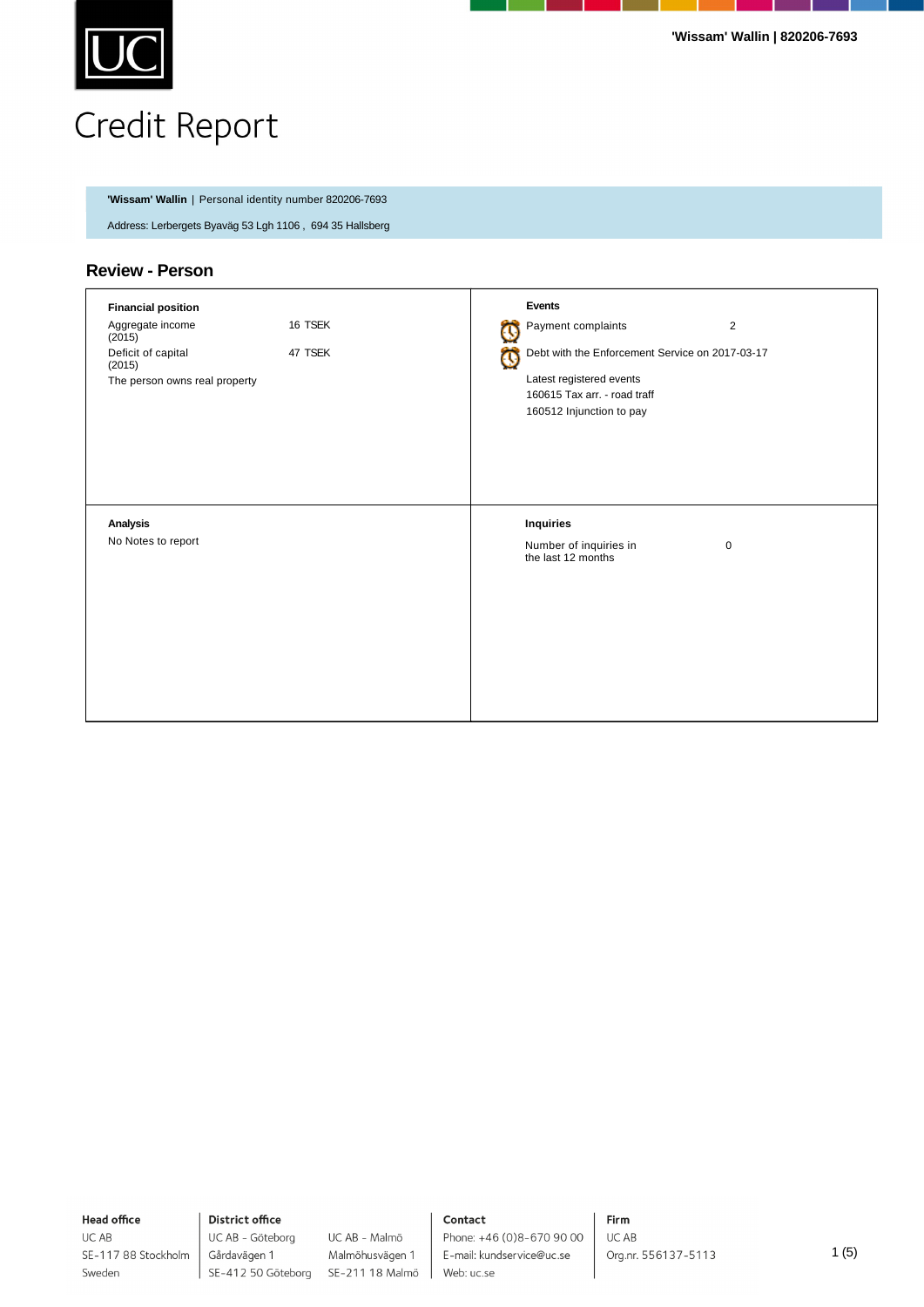UC

# Credit Report

**'Wissam' Wallin** | Personal identity number 820206-7693

Address: Lerbergets Byaväg 53 Lgh 1106 , 694 35 Hallsberg

## Review - Person

**Financial position**

| | |
|---|---|
| Aggregate income (2015) | 16 TSEK |
| Deficit of capital (2015) | 47 TSEK |

The person owns real property

**Events**

| | |
|---|---|
| Payment complaints | 2 |

Debt with the Enforcement Service on 2017-03-17

Latest registered events

160615 Tax arr. - road traff

160512 Injunction to pay

**Analysis**

No Notes to report

**Inquiries**

| | |
|---|---|
| Number of inquiries in the last 12 months | 0 |

**Head office**
UC AB
SE-117 88 Stockholm
Sweden

**District office**
UC AB - Göteborg
Gårdavägen 1
SE-412 50 Göteborg

UC AB - Malmö
Malmöhusvägen 1
SE-211 18 Malmö

**Contact**
Phone: +46 (0)8-670 90 00
E-mail: kundservice@uc.se
Web: uc.se

**Firm**
UC AB
Org.nr. 556137-5113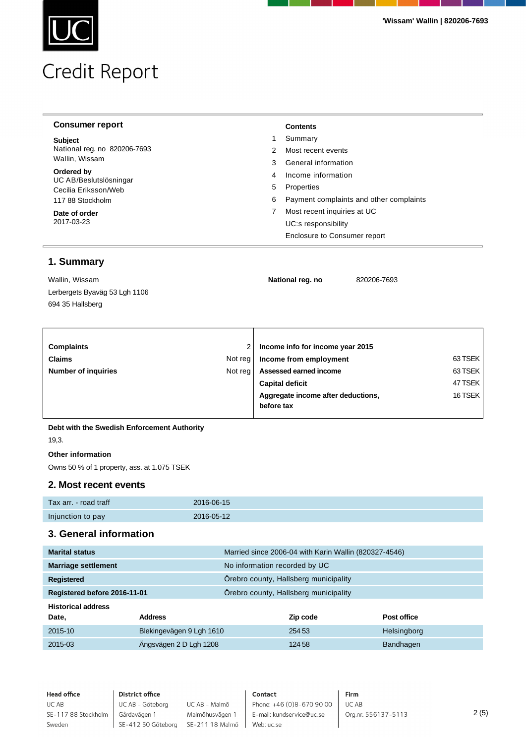# Credit Report

**Consumer report**

**Subject**
National reg. no 820206-7693
Wallin, Wissam

**Ordered by**
UC AB/Beslutslösningar
Cecilia Eriksson/Web
117 88 Stockholm

**Date of order**
2017-03-23

**Contents**

1. Summary
2. Most recent events
3. General information
4. Income information
5. Properties
6. Payment complaints and other complaints
7. Most recent inquiries at UC

UC:s responsibility
Enclosure to Consumer report

## 1. Summary

Wallin, Wissam
Lerbergets Byaväg 53 Lgh 1106
694 35 Hallsberg

**National reg. no** 820206-7693

| | | | |
|---|---|---|---|
| **Complaints** | 2 | **Income info for income year 2015** | |
| **Claims** | Not reg | **Income from employment** | 63 TSEK |
| **Number of inquiries** | Not reg | **Assessed earned income** | 63 TSEK |
| | | **Capital deficit** | 47 TSEK |
| | | **Aggregate income after deductions, before tax** | 16 TSEK |

**Debt with the Swedish Enforcement Authority**

19,3.

**Other information**

Owns 50 % of 1 property, ass. at 1.075 TSEK

## 2. Most recent events

| | |
|---|---|
| Tax arr. - road traff | 2016-06-15 |
| Injunction to pay | 2016-05-12 |

## 3. General information

| | |
|---|---|
| **Marital status** | Married since 2006-04 with Karin Wallin (820327-4546) |
| **Marriage settlement** | No information recorded by UC |
| **Registered** | Örebro county, Hallsberg municipality |
| **Registered before 2016-11-01** | Örebro county, Hallsberg municipality |

**Historical address**

| Date, | Address | Zip code | Post office |
|---|---|---|---|
| 2015-10 | Blekingevägen 9 Lgh 1610 | 254 53 | Helsingborg |
| 2015-03 | Ängsvägen 2 D Lgh 1208 | 124 58 | Bandhagen |

**Head office**
UC AB
SE-117 88 Stockholm
Sweden

**District office**
UC AB - Göteborg
Gårdavägen 1
SE-412 50 Göteborg

UC AB - Malmö
Malmöhusvägen 1
SE-211 18 Malmö

**Contact**
Phone: +46 (0)8-670 90 00
E-mail: kundservice@uc.se
Web: uc.se

**Firm**
UC AB
Org.nr. 556137-5113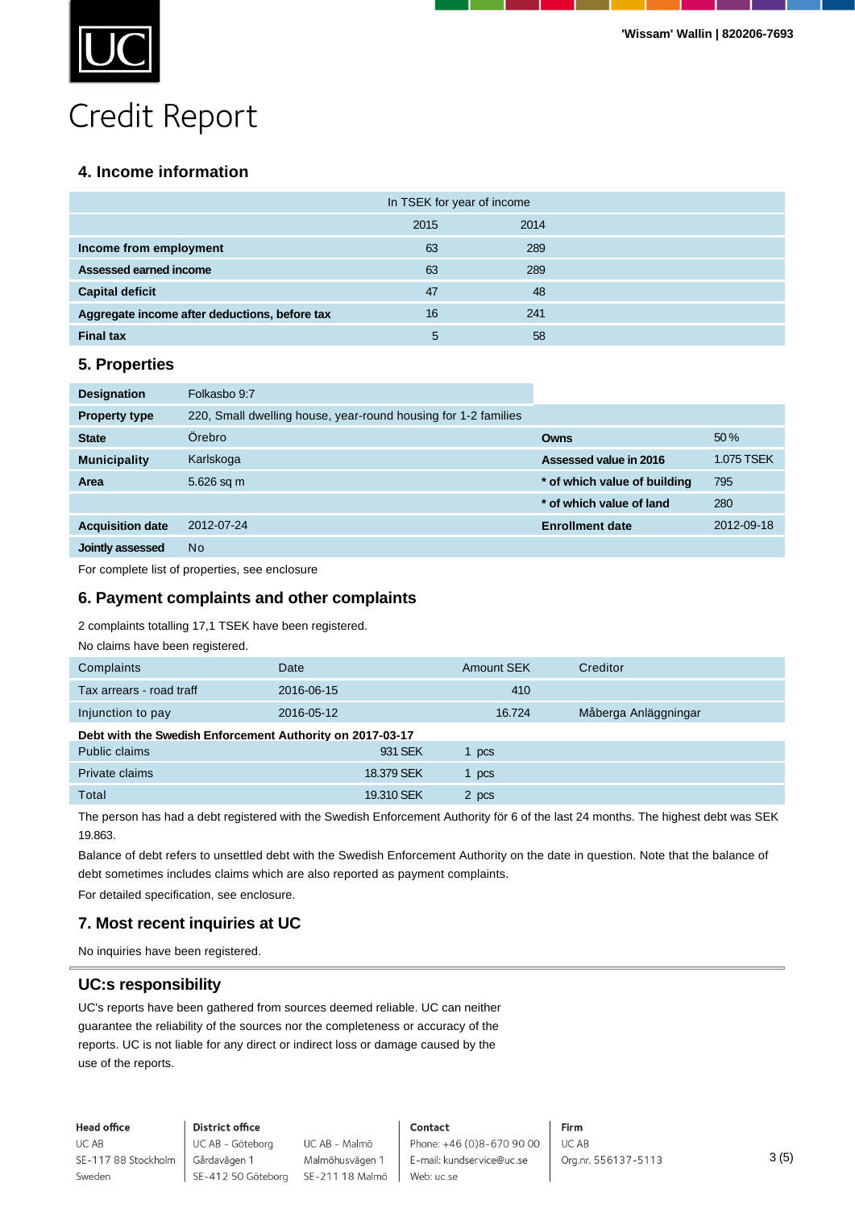# Credit Report

## 4. Income information

| | In TSEK for year of income | |
|---|---|---|
| | 2015 | 2014 |
| **Income from employment** | 63 | 289 |
| **Assessed earned income** | 63 | 289 |
| **Capital deficit** | 47 | 48 |
| **Aggregate income after deductions, before tax** | 16 | 241 |
| **Final tax** | 5 | 58 |

## 5. Properties

| | | | |
|---|---|---|---|
| **Designation** | Folkasbo 9:7 | | |
| **Property type** | 220, Small dwelling house, year-round housing for 1-2 families | | |
| **State** | Örebro | **Owns** | 50 % |
| **Municipality** | Karlskoga | **Assessed value in 2016** | 1.075 TSEK |
| **Area** | 5.626 sq m | *** of which value of building** | 795 |
| | | *** of which value of land** | 280 |
| **Acquisition date** | 2012-07-24 | **Enrollment date** | 2012-09-18 |
| **Jointly assessed** | No | | |

For complete list of properties, see enclosure

## 6. Payment complaints and other complaints

2 complaints totalling 17,1 TSEK have been registered.

No claims have been registered.

| Complaints | Date | Amount SEK | Creditor |
|---|---|---|---|
| Tax arrears - road traff | 2016-06-15 | 410 | |
| Injunction to pay | 2016-05-12 | 16.724 | Måberga Anläggningar |

**Debt with the Swedish Enforcement Authority on 2017-03-17**

| | | |
|---|---|---|
| Public claims | 931 SEK | 1 pcs |
| Private claims | 18.379 SEK | 1 pcs |
| Total | 19.310 SEK | 2 pcs |

The person has had a debt registered with the Swedish Enforcement Authority för 6 of the last 24 months. The highest debt was SEK 19.863.

Balance of debt refers to unsettled debt with the Swedish Enforcement Authority on the date in question. Note that the balance of debt sometimes includes claims which are also reported as payment complaints.

For detailed specification, see enclosure.

## 7. Most recent inquiries at UC

No inquiries have been registered.

## UC:s responsibility

UC's reports have been gathered from sources deemed reliable. UC can neither guarantee the reliability of the sources nor the completeness or accuracy of the reports. UC is not liable for any direct or indirect loss or damage caused by the use of the reports.

**Head office**
UC AB
SE-117 88 Stockholm
Sweden

**District office**
UC AB - Göteborg
Gårdavägen 1
SE-412 50 Göteborg

UC AB - Malmö
Malmöhusvägen 1
SE-211 18 Malmö

**Contact**
Phone: +46 (0)8-670 90 00
E-mail: kundservice@uc.se
Web: uc.se

**Firm**
UC AB
Org.nr. 556137-5113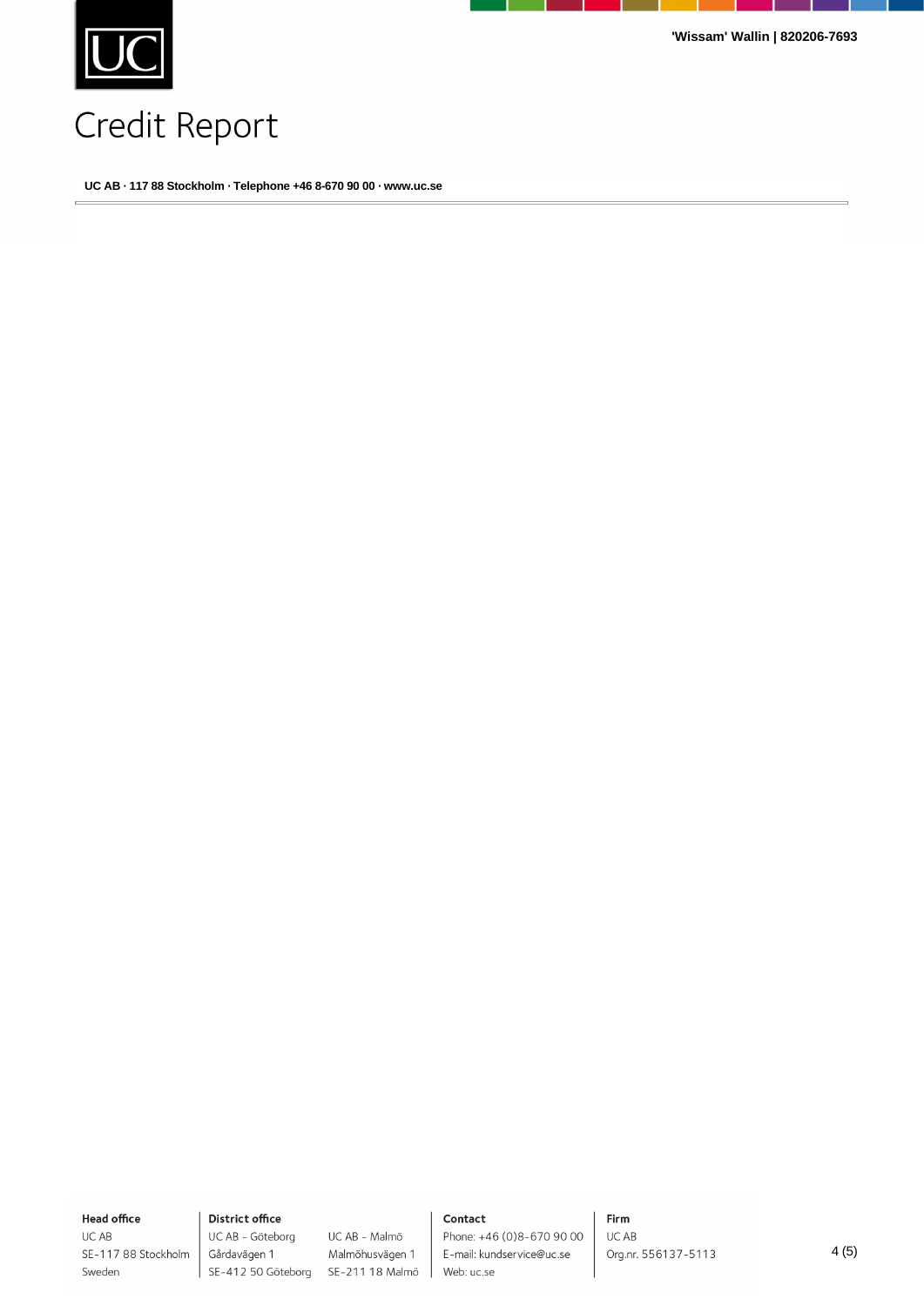# Credit Report

**UC AB · 117 88 Stockholm · Telephone +46 8-670 90 00 · www.uc.se**

---

**Head office**
UC AB
SE-117 88 Stockholm
Sweden

**District office**
UC AB - Göteborg
Gårdavägen 1
SE-412 50 Göteborg

UC AB - Malmö
Malmöhusvägen 1
SE-211 18 Malmö

**Contact**
Phone: +46 (0)8-670 90 00
E-mail: kundservice@uc.se
Web: uc.se

**Firm**
UC AB
Org.nr. 556137-5113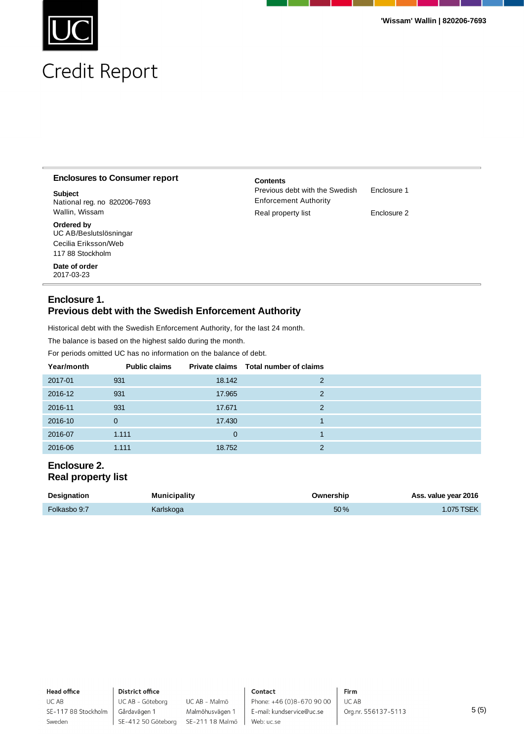UC

# Credit Report

## Enclosures to Consumer report

**Subject**
National reg. no 820206-7693
Wallin, Wissam

**Ordered by**
UC AB/Beslutslösningar
Cecilia Eriksson/Web
117 88 Stockholm

**Date of order**
2017-03-23

**Contents**

| | |
|---|---|
| Previous debt with the Swedish Enforcement Authority | Enclosure 1 |
| Real property list | Enclosure 2 |

## Enclosure 1.
## Previous debt with the Swedish Enforcement Authority

Historical debt with the Swedish Enforcement Authority, for the last 24 month.

The balance is based on the highest saldo during the month.

For periods omitted UC has no information on the balance of debt.

| Year/month | Public claims | Private claims | Total number of claims |
|---|---|---|---|
| 2017-01 | 931 | 18.142 | 2 |
| 2016-12 | 931 | 17.965 | 2 |
| 2016-11 | 931 | 17.671 | 2 |
| 2016-10 | 0 | 17.430 | 1 |
| 2016-07 | 1.111 | 0 | 1 |
| 2016-06 | 1.111 | 18.752 | 2 |

## Enclosure 2.
## Real property list

| Designation | Municipality | Ownership | Ass. value year 2016 |
|---|---|---|---|
| Folkasbo 9:7 | Karlskoga | 50 % | 1.075 TSEK |

**Head office**
UC AB
SE-117 88 Stockholm
Sweden

**District office**
UC AB - Göteborg
Gårdavägen 1
SE-412 50 Göteborg

UC AB - Malmö
Malmöhusvägen 1
SE-211 18 Malmö

**Contact**
Phone: +46 (0)8-670 90 00
E-mail: kundservice@uc.se
Web: uc.se

**Firm**
UC AB
Org.nr. 556137-5113